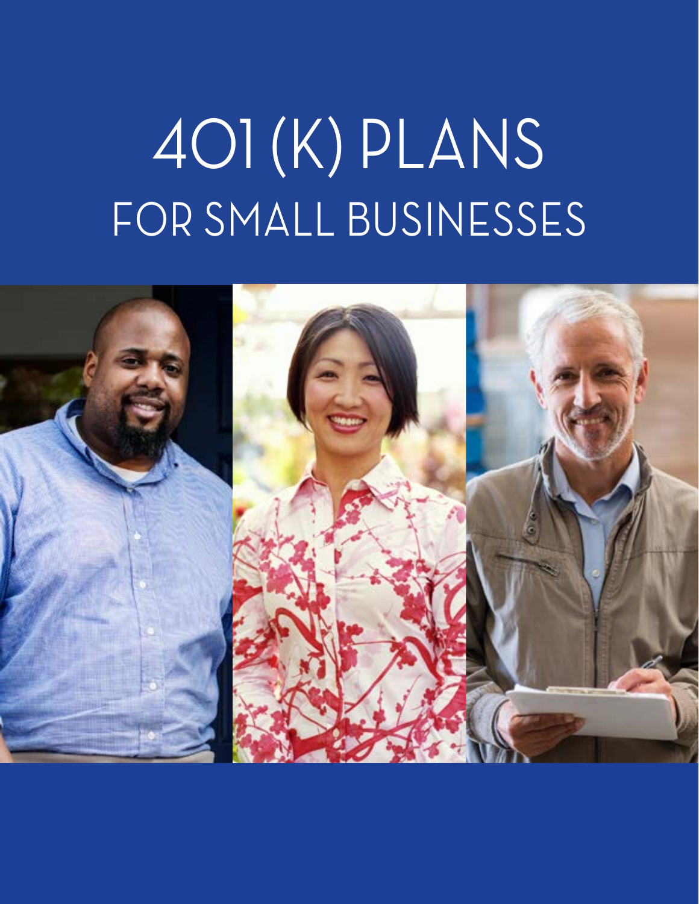# 401(K) PLANS
## FOR SMALL BUSINESSES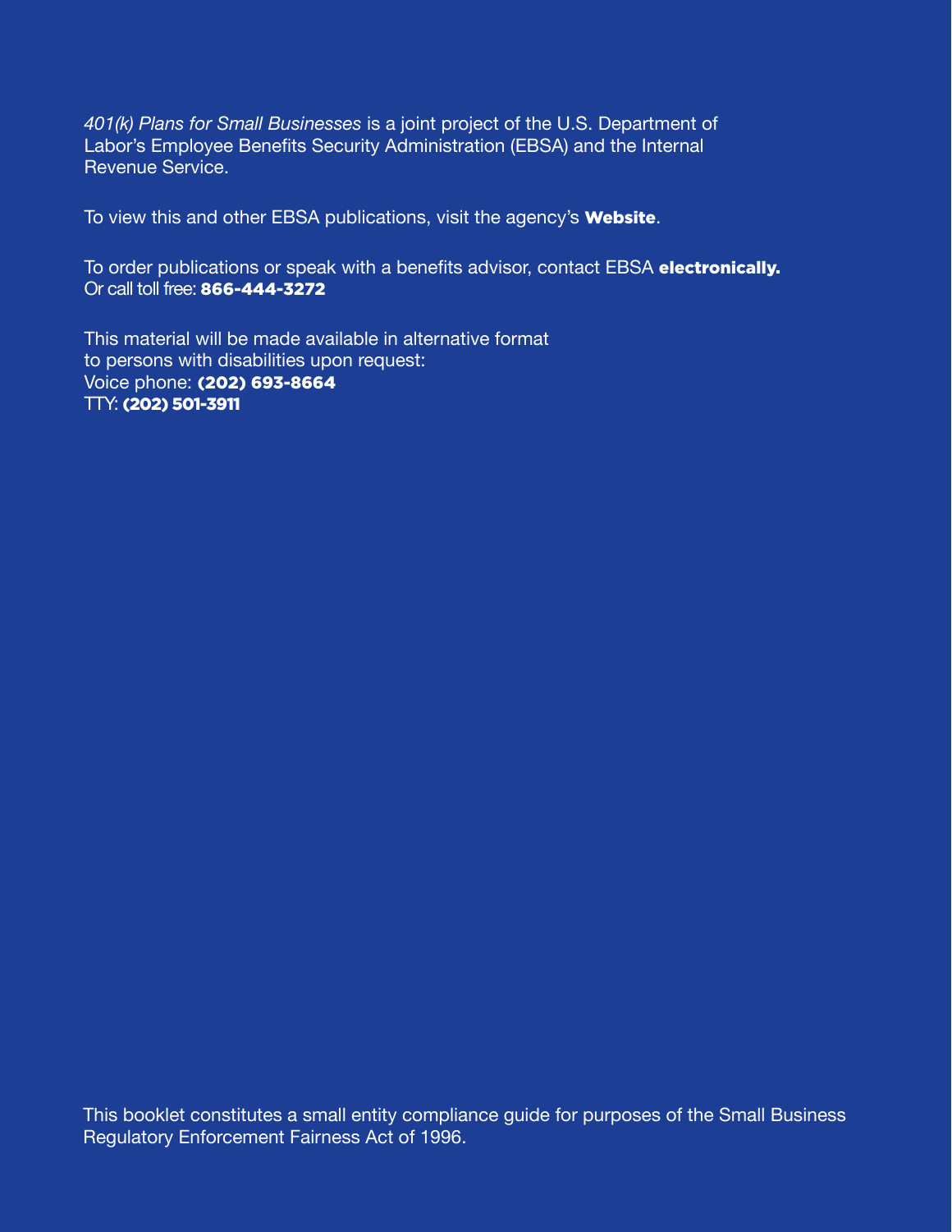*401(k) Plans for Small Businesses* is a joint project of the U.S. Department of Labor's Employee Benefits Security Administration (EBSA) and the Internal Revenue Service.

To view this and other EBSA publications, visit the agency's **Website**.

To order publications or speak with a benefits advisor, contact EBSA **electronically.**
Or call toll free: **866-444-3272**

This material will be made available in alternative format to persons with disabilities upon request:
Voice phone: **(202) 693-8664**
TTY: **(202) 501-3911**

This booklet constitutes a small entity compliance guide for purposes of the Small Business Regulatory Enforcement Fairness Act of 1996.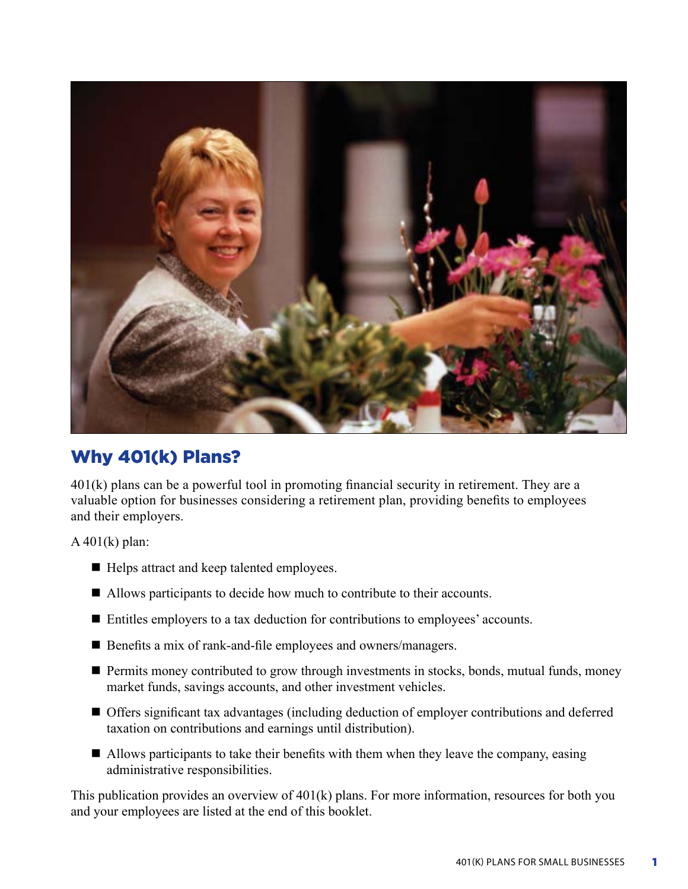## Why 401(k) Plans?

401(k) plans can be a powerful tool in promoting financial security in retirement. They are a valuable option for businesses considering a retirement plan, providing benefits to employees and their employers.

A 401(k) plan:

- Helps attract and keep talented employees.
- Allows participants to decide how much to contribute to their accounts.
- Entitles employers to a tax deduction for contributions to employees' accounts.
- Benefits a mix of rank-and-file employees and owners/managers.
- Permits money contributed to grow through investments in stocks, bonds, mutual funds, money market funds, savings accounts, and other investment vehicles.
- Offers significant tax advantages (including deduction of employer contributions and deferred taxation on contributions and earnings until distribution).
- Allows participants to take their benefits with them when they leave the company, easing administrative responsibilities.

This publication provides an overview of 401(k) plans. For more information, resources for both you and your employees are listed at the end of this booklet.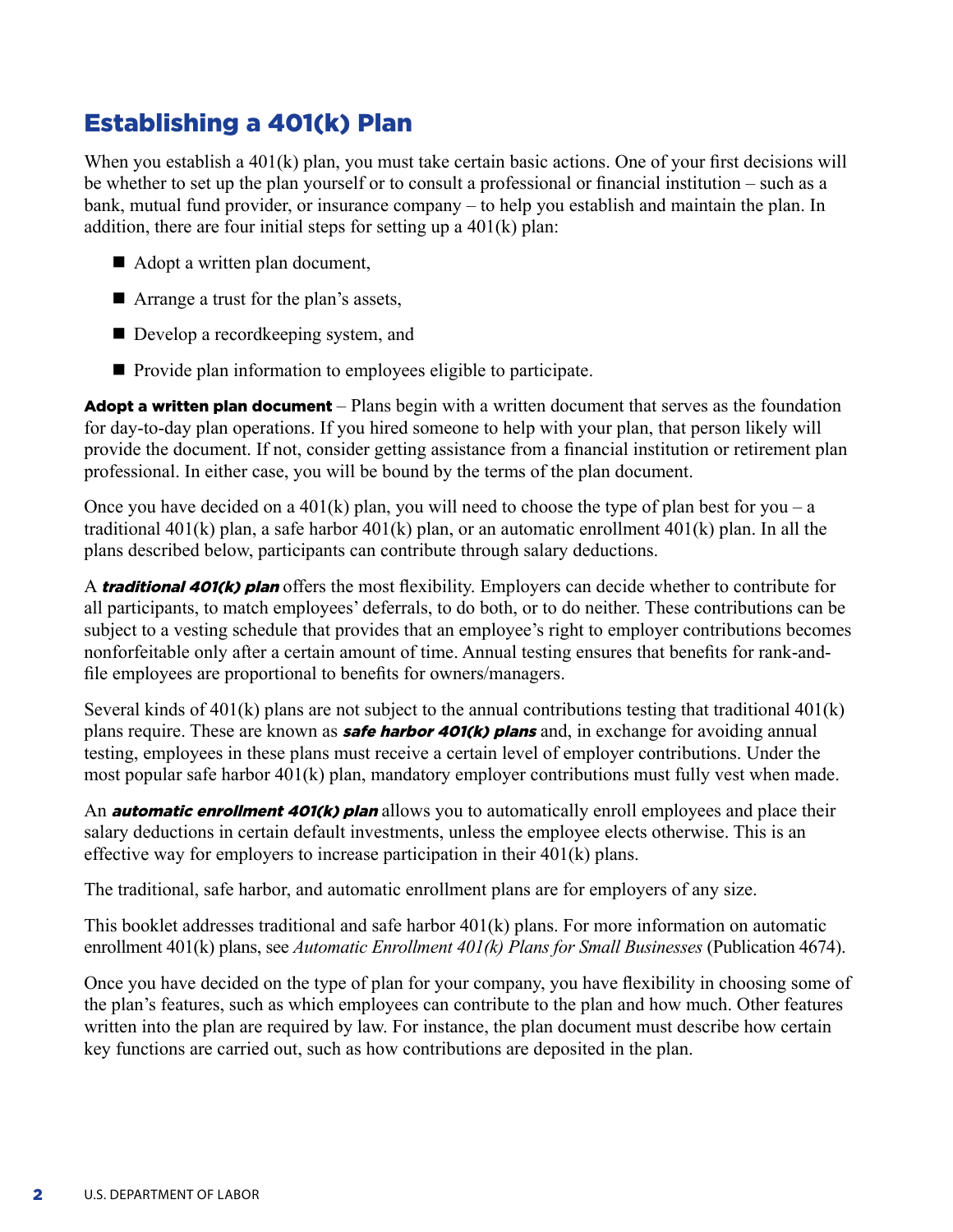## Establishing a 401(k) Plan

When you establish a 401(k) plan, you must take certain basic actions. One of your first decisions will be whether to set up the plan yourself or to consult a professional or financial institution – such as a bank, mutual fund provider, or insurance company – to help you establish and maintain the plan. In addition, there are four initial steps for setting up a 401(k) plan:

- Adopt a written plan document,
- Arrange a trust for the plan's assets,
- Develop a recordkeeping system, and
- Provide plan information to employees eligible to participate.

**Adopt a written plan document** – Plans begin with a written document that serves as the foundation for day-to-day plan operations. If you hired someone to help with your plan, that person likely will provide the document. If not, consider getting assistance from a financial institution or retirement plan professional. In either case, you will be bound by the terms of the plan document.

Once you have decided on a 401(k) plan, you will need to choose the type of plan best for you – a traditional 401(k) plan, a safe harbor 401(k) plan, or an automatic enrollment 401(k) plan. In all the plans described below, participants can contribute through salary deductions.

A ***traditional 401(k) plan*** offers the most flexibility. Employers can decide whether to contribute for all participants, to match employees' deferrals, to do both, or to do neither. These contributions can be subject to a vesting schedule that provides that an employee's right to employer contributions becomes nonforfeitable only after a certain amount of time. Annual testing ensures that benefits for rank-and-file employees are proportional to benefits for owners/managers.

Several kinds of 401(k) plans are not subject to the annual contributions testing that traditional 401(k) plans require. These are known as ***safe harbor 401(k) plans*** and, in exchange for avoiding annual testing, employees in these plans must receive a certain level of employer contributions. Under the most popular safe harbor 401(k) plan, mandatory employer contributions must fully vest when made.

An ***automatic enrollment 401(k) plan*** allows you to automatically enroll employees and place their salary deductions in certain default investments, unless the employee elects otherwise. This is an effective way for employers to increase participation in their 401(k) plans.

The traditional, safe harbor, and automatic enrollment plans are for employers of any size.

This booklet addresses traditional and safe harbor 401(k) plans. For more information on automatic enrollment 401(k) plans, see *Automatic Enrollment 401(k) Plans for Small Businesses* (Publication 4674).

Once you have decided on the type of plan for your company, you have flexibility in choosing some of the plan's features, such as which employees can contribute to the plan and how much. Other features written into the plan are required by law. For instance, the plan document must describe how certain key functions are carried out, such as how contributions are deposited in the plan.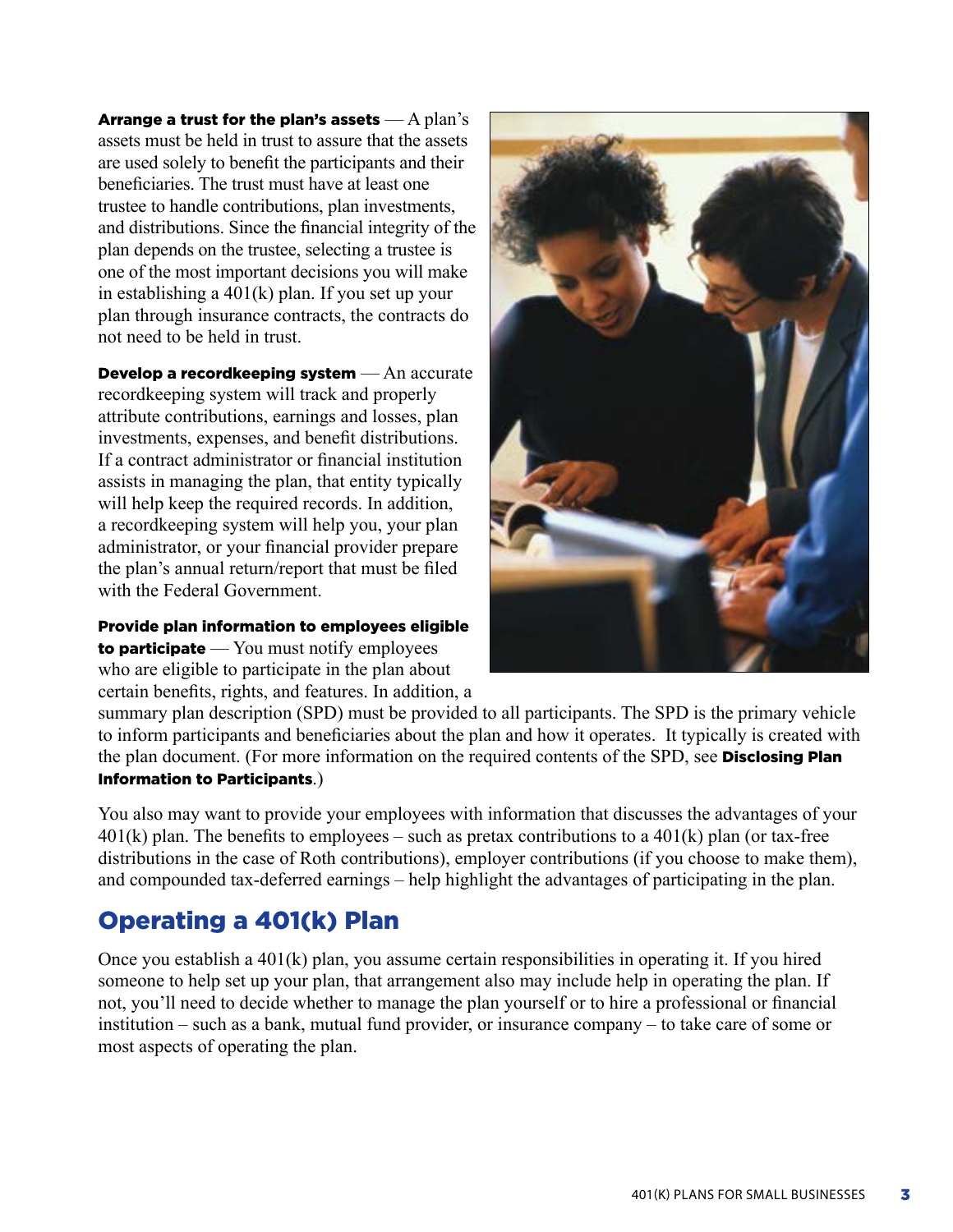**Arrange a trust for the plan's assets** — A plan's assets must be held in trust to assure that the assets are used solely to benefit the participants and their beneficiaries. The trust must have at least one trustee to handle contributions, plan investments, and distributions. Since the financial integrity of the plan depends on the trustee, selecting a trustee is one of the most important decisions you will make in establishing a 401(k) plan. If you set up your plan through insurance contracts, the contracts do not need to be held in trust.

**Develop a recordkeeping system** — An accurate recordkeeping system will track and properly attribute contributions, earnings and losses, plan investments, expenses, and benefit distributions. If a contract administrator or financial institution assists in managing the plan, that entity typically will help keep the required records. In addition, a recordkeeping system will help you, your plan administrator, or your financial provider prepare the plan's annual return/report that must be filed with the Federal Government.

**Provide plan information to employees eligible to participate** — You must notify employees who are eligible to participate in the plan about certain benefits, rights, and features. In addition, a summary plan description (SPD) must be provided to all participants. The SPD is the primary vehicle to inform participants and beneficiaries about the plan and how it operates. It typically is created with the plan document. (For more information on the required contents of the SPD, see **Disclosing Plan Information to Participants**.)

You also may want to provide your employees with information that discusses the advantages of your 401(k) plan. The benefits to employees – such as pretax contributions to a 401(k) plan (or tax-free distributions in the case of Roth contributions), employer contributions (if you choose to make them), and compounded tax-deferred earnings – help highlight the advantages of participating in the plan.

## Operating a 401(k) Plan

Once you establish a 401(k) plan, you assume certain responsibilities in operating it. If you hired someone to help set up your plan, that arrangement also may include help in operating the plan. If not, you'll need to decide whether to manage the plan yourself or to hire a professional or financial institution – such as a bank, mutual fund provider, or insurance company – to take care of some or most aspects of operating the plan.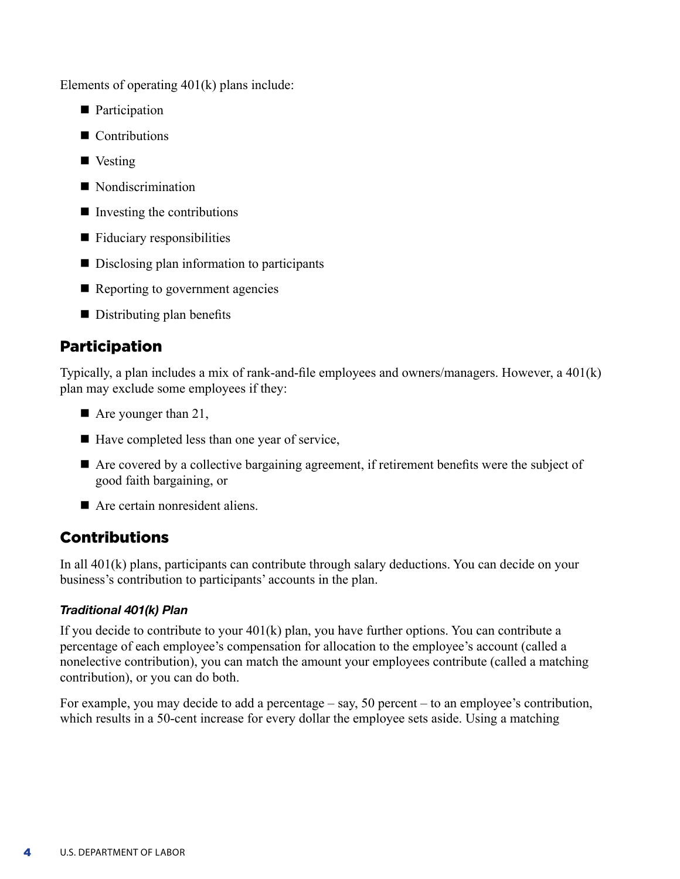Elements of operating 401(k) plans include:

- Participation
- Contributions
- Vesting
- Nondiscrimination
- Investing the contributions
- Fiduciary responsibilities
- Disclosing plan information to participants
- Reporting to government agencies
- Distributing plan benefits

## Participation

Typically, a plan includes a mix of rank-and-file employees and owners/managers. However, a 401(k) plan may exclude some employees if they:

- Are younger than 21,
- Have completed less than one year of service,
- Are covered by a collective bargaining agreement, if retirement benefits were the subject of good faith bargaining, or
- Are certain nonresident aliens.

## Contributions

In all 401(k) plans, participants can contribute through salary deductions. You can decide on your business's contribution to participants' accounts in the plan.

### *Traditional 401(k) Plan*

If you decide to contribute to your 401(k) plan, you have further options. You can contribute a percentage of each employee's compensation for allocation to the employee's account (called a nonelective contribution), you can match the amount your employees contribute (called a matching contribution), or you can do both.

For example, you may decide to add a percentage – say, 50 percent – to an employee's contribution, which results in a 50-cent increase for every dollar the employee sets aside. Using a matching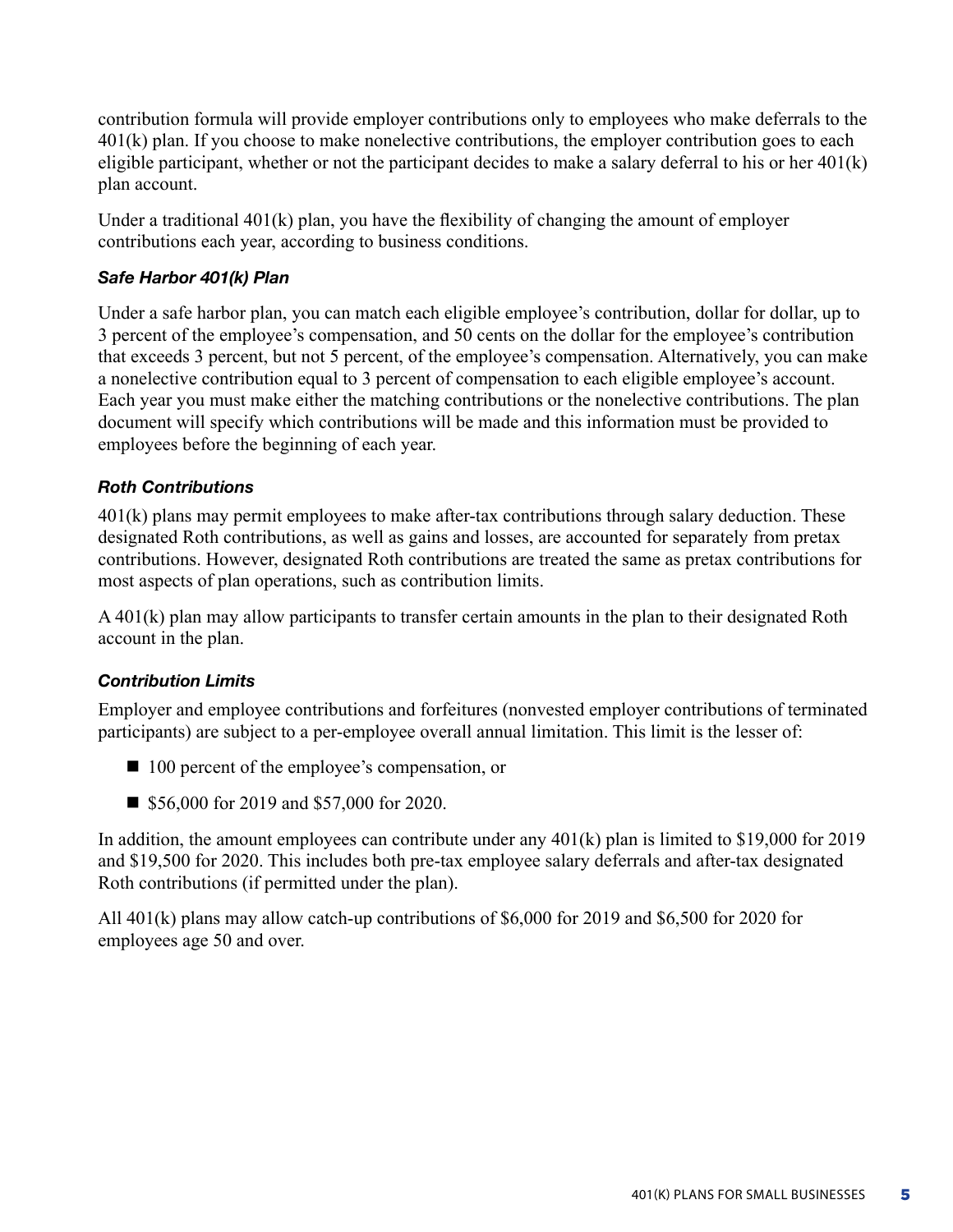contribution formula will provide employer contributions only to employees who make deferrals to the 401(k) plan. If you choose to make nonelective contributions, the employer contribution goes to each eligible participant, whether or not the participant decides to make a salary deferral to his or her 401(k) plan account.

Under a traditional 401(k) plan, you have the flexibility of changing the amount of employer contributions each year, according to business conditions.

### *Safe Harbor 401(k) Plan*

Under a safe harbor plan, you can match each eligible employee's contribution, dollar for dollar, up to 3 percent of the employee's compensation, and 50 cents on the dollar for the employee's contribution that exceeds 3 percent, but not 5 percent, of the employee's compensation. Alternatively, you can make a nonelective contribution equal to 3 percent of compensation to each eligible employee's account. Each year you must make either the matching contributions or the nonelective contributions. The plan document will specify which contributions will be made and this information must be provided to employees before the beginning of each year.

### *Roth Contributions*

401(k) plans may permit employees to make after-tax contributions through salary deduction. These designated Roth contributions, as well as gains and losses, are accounted for separately from pretax contributions. However, designated Roth contributions are treated the same as pretax contributions for most aspects of plan operations, such as contribution limits.

A 401(k) plan may allow participants to transfer certain amounts in the plan to their designated Roth account in the plan.

### *Contribution Limits*

Employer and employee contributions and forfeitures (nonvested employer contributions of terminated participants) are subject to a per-employee overall annual limitation. This limit is the lesser of:

- 100 percent of the employee's compensation, or
- $56,000 for 2019 and $57,000 for 2020.

In addition, the amount employees can contribute under any 401(k) plan is limited to $19,000 for 2019 and $19,500 for 2020. This includes both pre-tax employee salary deferrals and after-tax designated Roth contributions (if permitted under the plan).

All 401(k) plans may allow catch-up contributions of $6,000 for 2019 and $6,500 for 2020 for employees age 50 and over.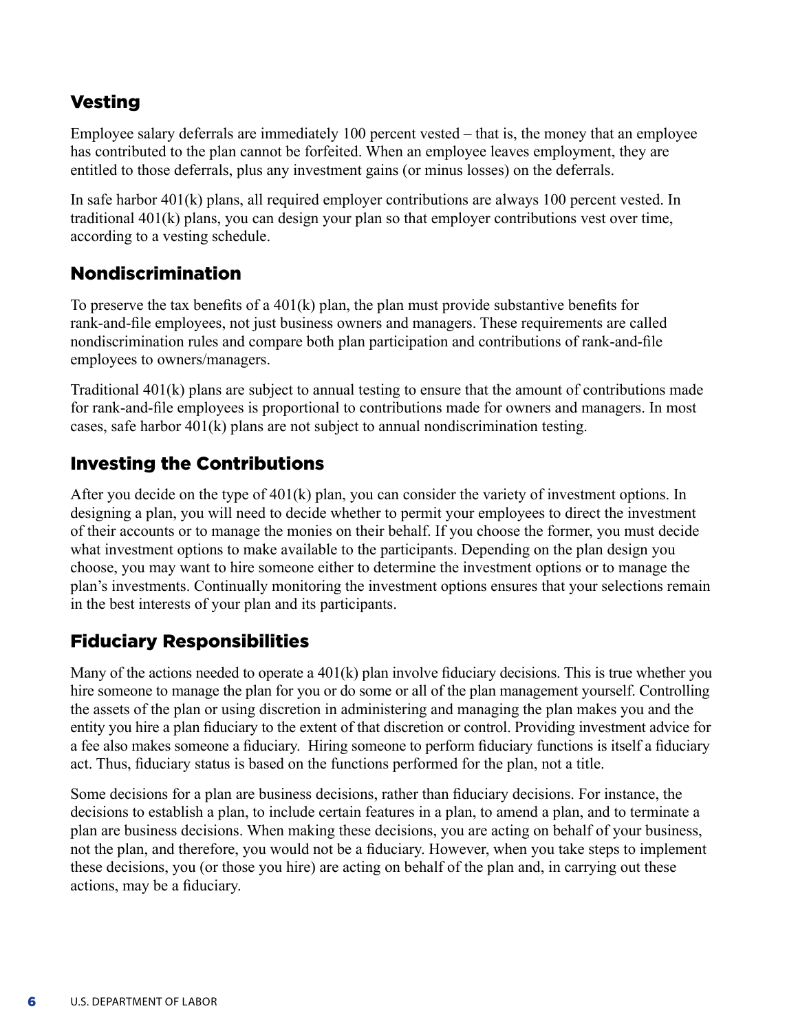## Vesting

Employee salary deferrals are immediately 100 percent vested – that is, the money that an employee has contributed to the plan cannot be forfeited. When an employee leaves employment, they are entitled to those deferrals, plus any investment gains (or minus losses) on the deferrals.

In safe harbor 401(k) plans, all required employer contributions are always 100 percent vested. In traditional 401(k) plans, you can design your plan so that employer contributions vest over time, according to a vesting schedule.

## Nondiscrimination

To preserve the tax benefits of a 401(k) plan, the plan must provide substantive benefits for rank-and-file employees, not just business owners and managers. These requirements are called nondiscrimination rules and compare both plan participation and contributions of rank-and-file employees to owners/managers.

Traditional 401(k) plans are subject to annual testing to ensure that the amount of contributions made for rank-and-file employees is proportional to contributions made for owners and managers. In most cases, safe harbor 401(k) plans are not subject to annual nondiscrimination testing.

## Investing the Contributions

After you decide on the type of 401(k) plan, you can consider the variety of investment options. In designing a plan, you will need to decide whether to permit your employees to direct the investment of their accounts or to manage the monies on their behalf. If you choose the former, you must decide what investment options to make available to the participants. Depending on the plan design you choose, you may want to hire someone either to determine the investment options or to manage the plan's investments. Continually monitoring the investment options ensures that your selections remain in the best interests of your plan and its participants.

## Fiduciary Responsibilities

Many of the actions needed to operate a 401(k) plan involve fiduciary decisions. This is true whether you hire someone to manage the plan for you or do some or all of the plan management yourself. Controlling the assets of the plan or using discretion in administering and managing the plan makes you and the entity you hire a plan fiduciary to the extent of that discretion or control. Providing investment advice for a fee also makes someone a fiduciary. Hiring someone to perform fiduciary functions is itself a fiduciary act. Thus, fiduciary status is based on the functions performed for the plan, not a title.

Some decisions for a plan are business decisions, rather than fiduciary decisions. For instance, the decisions to establish a plan, to include certain features in a plan, to amend a plan, and to terminate a plan are business decisions. When making these decisions, you are acting on behalf of your business, not the plan, and therefore, you would not be a fiduciary. However, when you take steps to implement these decisions, you (or those you hire) are acting on behalf of the plan and, in carrying out these actions, may be a fiduciary.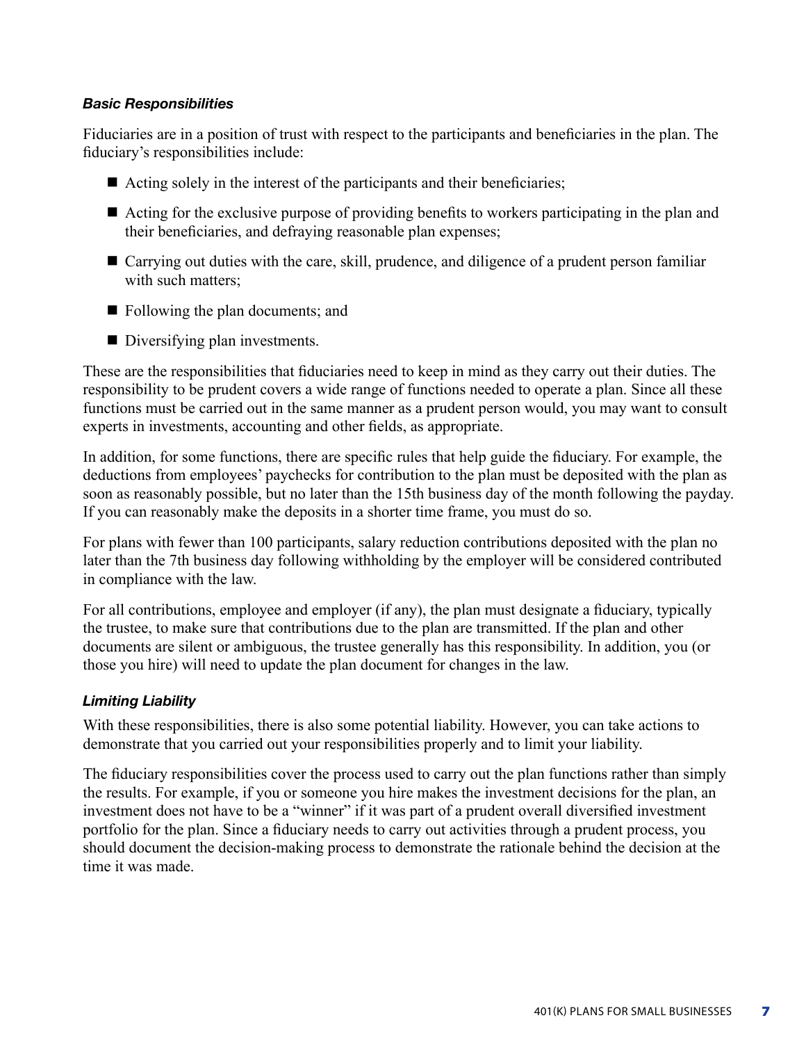### *Basic Responsibilities*

Fiduciaries are in a position of trust with respect to the participants and beneficiaries in the plan. The fiduciary's responsibilities include:

- Acting solely in the interest of the participants and their beneficiaries;
- Acting for the exclusive purpose of providing benefits to workers participating in the plan and their beneficiaries, and defraying reasonable plan expenses;
- Carrying out duties with the care, skill, prudence, and diligence of a prudent person familiar with such matters;
- Following the plan documents; and
- Diversifying plan investments.

These are the responsibilities that fiduciaries need to keep in mind as they carry out their duties. The responsibility to be prudent covers a wide range of functions needed to operate a plan. Since all these functions must be carried out in the same manner as a prudent person would, you may want to consult experts in investments, accounting and other fields, as appropriate.

In addition, for some functions, there are specific rules that help guide the fiduciary. For example, the deductions from employees' paychecks for contribution to the plan must be deposited with the plan as soon as reasonably possible, but no later than the 15th business day of the month following the payday. If you can reasonably make the deposits in a shorter time frame, you must do so.

For plans with fewer than 100 participants, salary reduction contributions deposited with the plan no later than the 7th business day following withholding by the employer will be considered contributed in compliance with the law.

For all contributions, employee and employer (if any), the plan must designate a fiduciary, typically the trustee, to make sure that contributions due to the plan are transmitted. If the plan and other documents are silent or ambiguous, the trustee generally has this responsibility. In addition, you (or those you hire) will need to update the plan document for changes in the law.

### *Limiting Liability*

With these responsibilities, there is also some potential liability. However, you can take actions to demonstrate that you carried out your responsibilities properly and to limit your liability.

The fiduciary responsibilities cover the process used to carry out the plan functions rather than simply the results. For example, if you or someone you hire makes the investment decisions for the plan, an investment does not have to be a "winner" if it was part of a prudent overall diversified investment portfolio for the plan. Since a fiduciary needs to carry out activities through a prudent process, you should document the decision-making process to demonstrate the rationale behind the decision at the time it was made.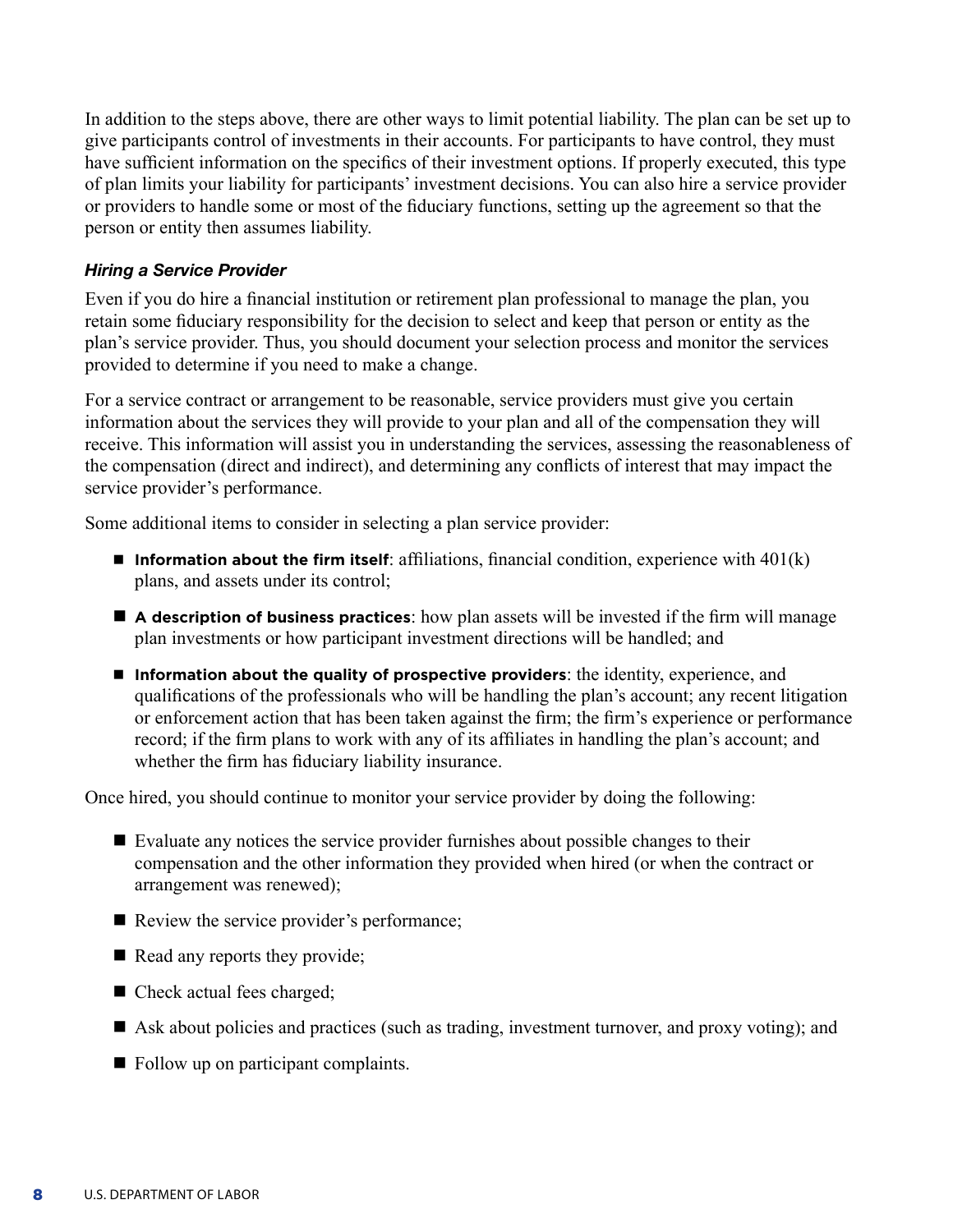In addition to the steps above, there are other ways to limit potential liability. The plan can be set up to give participants control of investments in their accounts. For participants to have control, they must have sufficient information on the specifics of their investment options. If properly executed, this type of plan limits your liability for participants' investment decisions. You can also hire a service provider or providers to handle some or most of the fiduciary functions, setting up the agreement so that the person or entity then assumes liability.

### *Hiring a Service Provider*

Even if you do hire a financial institution or retirement plan professional to manage the plan, you retain some fiduciary responsibility for the decision to select and keep that person or entity as the plan's service provider. Thus, you should document your selection process and monitor the services provided to determine if you need to make a change.

For a service contract or arrangement to be reasonable, service providers must give you certain information about the services they will provide to your plan and all of the compensation they will receive. This information will assist you in understanding the services, assessing the reasonableness of the compensation (direct and indirect), and determining any conflicts of interest that may impact the service provider's performance.

Some additional items to consider in selecting a plan service provider:

- **Information about the firm itself**: affiliations, financial condition, experience with 401(k) plans, and assets under its control;
- **A description of business practices**: how plan assets will be invested if the firm will manage plan investments or how participant investment directions will be handled; and
- **Information about the quality of prospective providers**: the identity, experience, and qualifications of the professionals who will be handling the plan's account; any recent litigation or enforcement action that has been taken against the firm; the firm's experience or performance record; if the firm plans to work with any of its affiliates in handling the plan's account; and whether the firm has fiduciary liability insurance.

Once hired, you should continue to monitor your service provider by doing the following:

- Evaluate any notices the service provider furnishes about possible changes to their compensation and the other information they provided when hired (or when the contract or arrangement was renewed);
- Review the service provider's performance;
- Read any reports they provide;
- Check actual fees charged;
- Ask about policies and practices (such as trading, investment turnover, and proxy voting); and
- Follow up on participant complaints.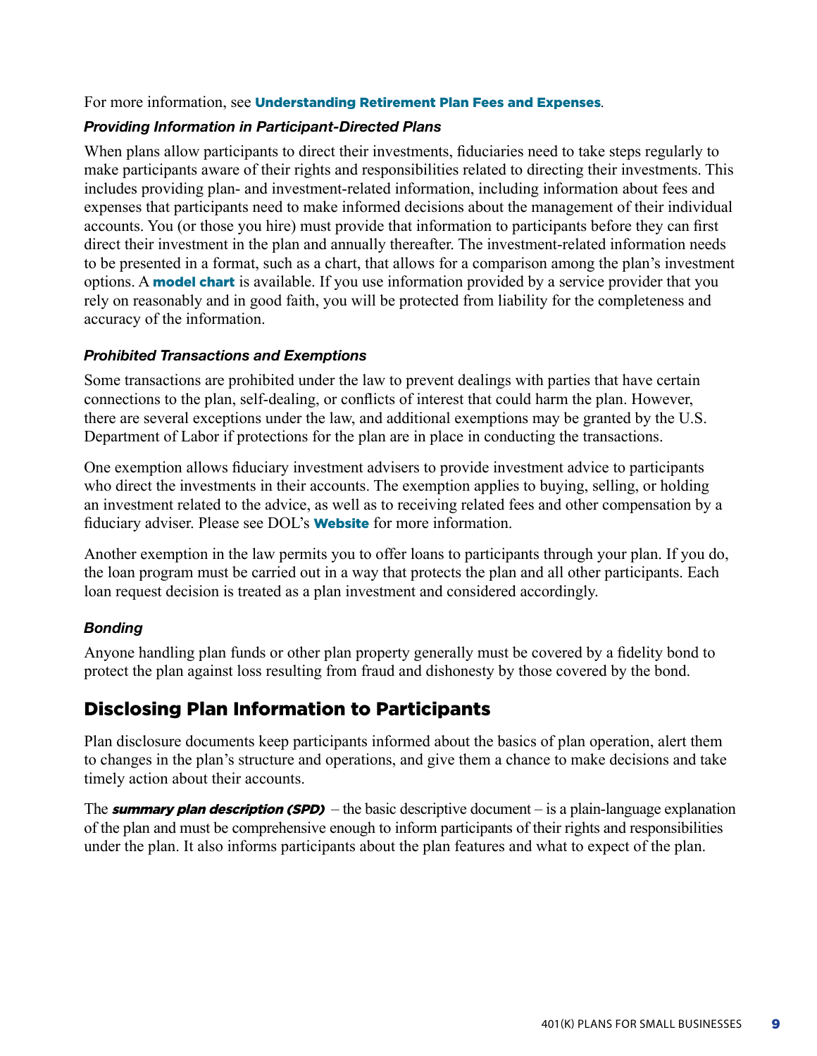For more information, see **Understanding Retirement Plan Fees and Expenses**.

### *Providing Information in Participant-Directed Plans*

When plans allow participants to direct their investments, fiduciaries need to take steps regularly to make participants aware of their rights and responsibilities related to directing their investments. This includes providing plan- and investment-related information, including information about fees and expenses that participants need to make informed decisions about the management of their individual accounts. You (or those you hire) must provide that information to participants before they can first direct their investment in the plan and annually thereafter. The investment-related information needs to be presented in a format, such as a chart, that allows for a comparison among the plan's investment options. A **model chart** is available. If you use information provided by a service provider that you rely on reasonably and in good faith, you will be protected from liability for the completeness and accuracy of the information.

### *Prohibited Transactions and Exemptions*

Some transactions are prohibited under the law to prevent dealings with parties that have certain connections to the plan, self-dealing, or conflicts of interest that could harm the plan. However, there are several exceptions under the law, and additional exemptions may be granted by the U.S. Department of Labor if protections for the plan are in place in conducting the transactions.

One exemption allows fiduciary investment advisers to provide investment advice to participants who direct the investments in their accounts. The exemption applies to buying, selling, or holding an investment related to the advice, as well as to receiving related fees and other compensation by a fiduciary adviser. Please see DOL's **Website** for more information.

Another exemption in the law permits you to offer loans to participants through your plan. If you do, the loan program must be carried out in a way that protects the plan and all other participants. Each loan request decision is treated as a plan investment and considered accordingly.

### *Bonding*

Anyone handling plan funds or other plan property generally must be covered by a fidelity bond to protect the plan against loss resulting from fraud and dishonesty by those covered by the bond.

## Disclosing Plan Information to Participants

Plan disclosure documents keep participants informed about the basics of plan operation, alert them to changes in the plan's structure and operations, and give them a chance to make decisions and take timely action about their accounts.

The ***summary plan description (SPD)*** – the basic descriptive document – is a plain-language explanation of the plan and must be comprehensive enough to inform participants of their rights and responsibilities under the plan. It also informs participants about the plan features and what to expect of the plan.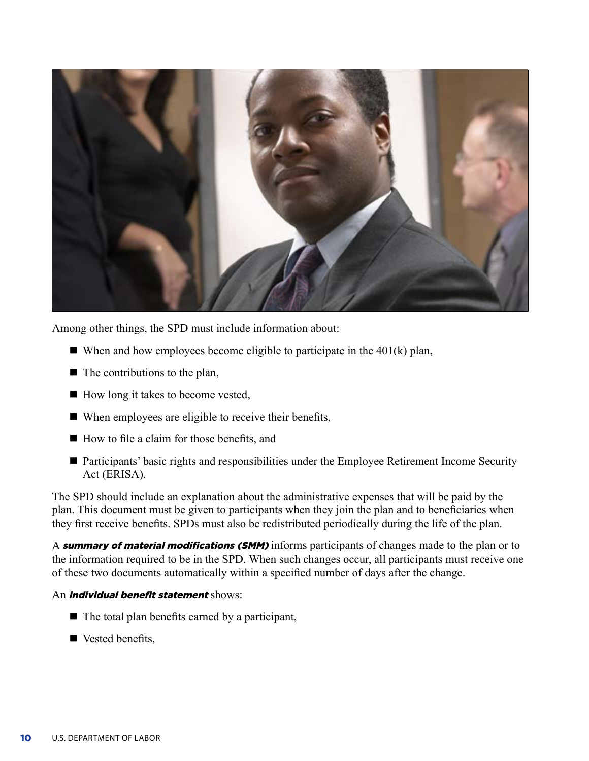Among other things, the SPD must include information about:

- When and how employees become eligible to participate in the 401(k) plan,
- The contributions to the plan,
- How long it takes to become vested,
- When employees are eligible to receive their benefits,
- How to file a claim for those benefits, and
- Participants' basic rights and responsibilities under the Employee Retirement Income Security Act (ERISA).

The SPD should include an explanation about the administrative expenses that will be paid by the plan. This document must be given to participants when they join the plan and to beneficiaries when they first receive benefits. SPDs must also be redistributed periodically during the life of the plan.

A ***summary of material modifications (SMM)*** informs participants of changes made to the plan or to the information required to be in the SPD. When such changes occur, all participants must receive one of these two documents automatically within a specified number of days after the change.

An ***individual benefit statement*** shows:

- The total plan benefits earned by a participant,
- Vested benefits,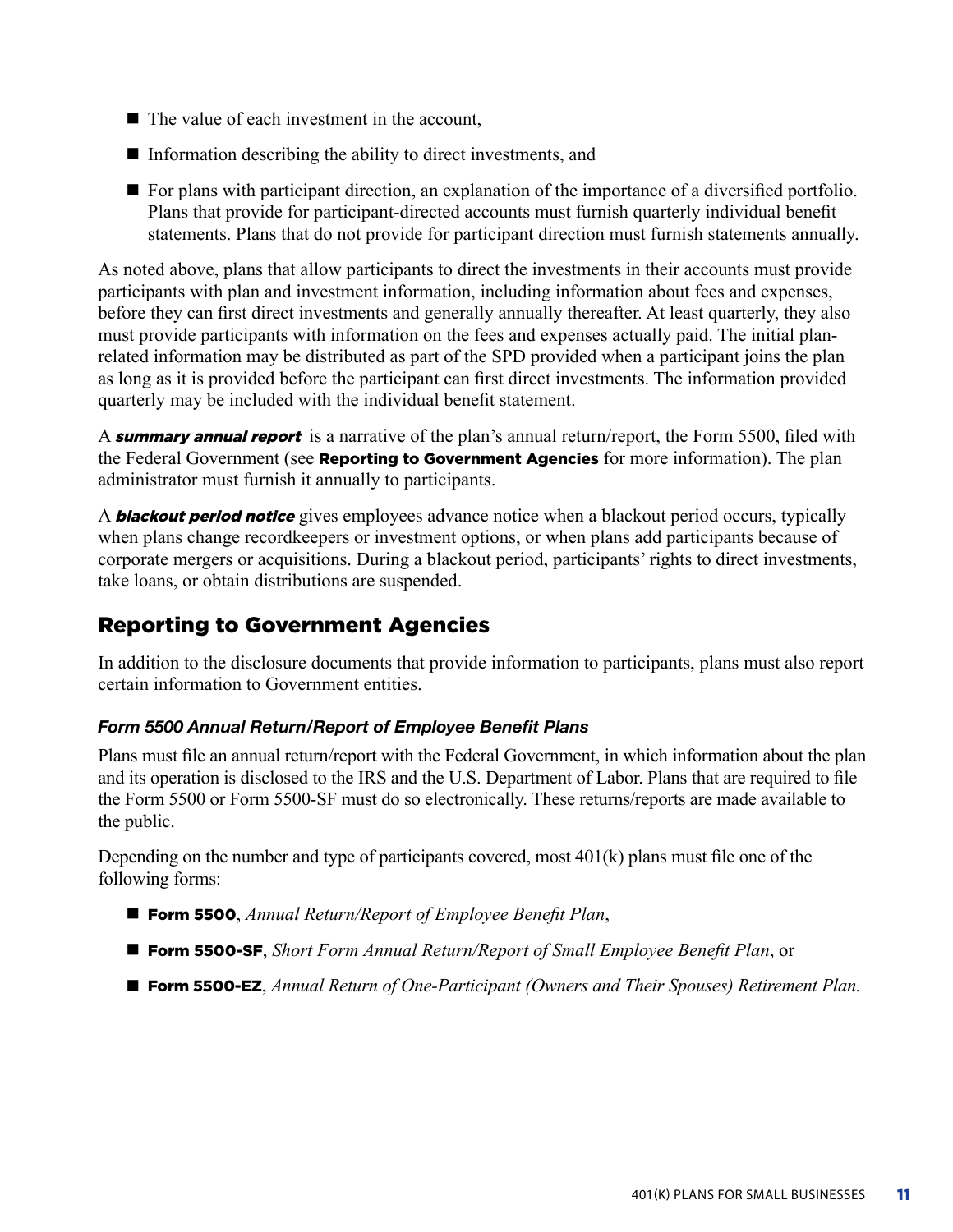- The value of each investment in the account,
- Information describing the ability to direct investments, and
- For plans with participant direction, an explanation of the importance of a diversified portfolio. Plans that provide for participant-directed accounts must furnish quarterly individual benefit statements. Plans that do not provide for participant direction must furnish statements annually.

As noted above, plans that allow participants to direct the investments in their accounts must provide participants with plan and investment information, including information about fees and expenses, before they can first direct investments and generally annually thereafter. At least quarterly, they also must provide participants with information on the fees and expenses actually paid. The initial plan-related information may be distributed as part of the SPD provided when a participant joins the plan as long as it is provided before the participant can first direct investments. The information provided quarterly may be included with the individual benefit statement.

A ***summary annual report*** is a narrative of the plan's annual return/report, the Form 5500, filed with the Federal Government (see **Reporting to Government Agencies** for more information). The plan administrator must furnish it annually to participants.

A ***blackout period notice*** gives employees advance notice when a blackout period occurs, typically when plans change recordkeepers or investment options, or when plans add participants because of corporate mergers or acquisitions. During a blackout period, participants' rights to direct investments, take loans, or obtain distributions are suspended.

## Reporting to Government Agencies

In addition to the disclosure documents that provide information to participants, plans must also report certain information to Government entities.

### *Form 5500 Annual Return/Report of Employee Benefit Plans*

Plans must file an annual return/report with the Federal Government, in which information about the plan and its operation is disclosed to the IRS and the U.S. Department of Labor. Plans that are required to file the Form 5500 or Form 5500-SF must do so electronically. These returns/reports are made available to the public.

Depending on the number and type of participants covered, most 401(k) plans must file one of the following forms:

- **Form 5500**, *Annual Return/Report of Employee Benefit Plan*,
- **Form 5500-SF**, *Short Form Annual Return/Report of Small Employee Benefit Plan*, or
- **Form 5500-EZ**, *Annual Return of One-Participant (Owners and Their Spouses) Retirement Plan.*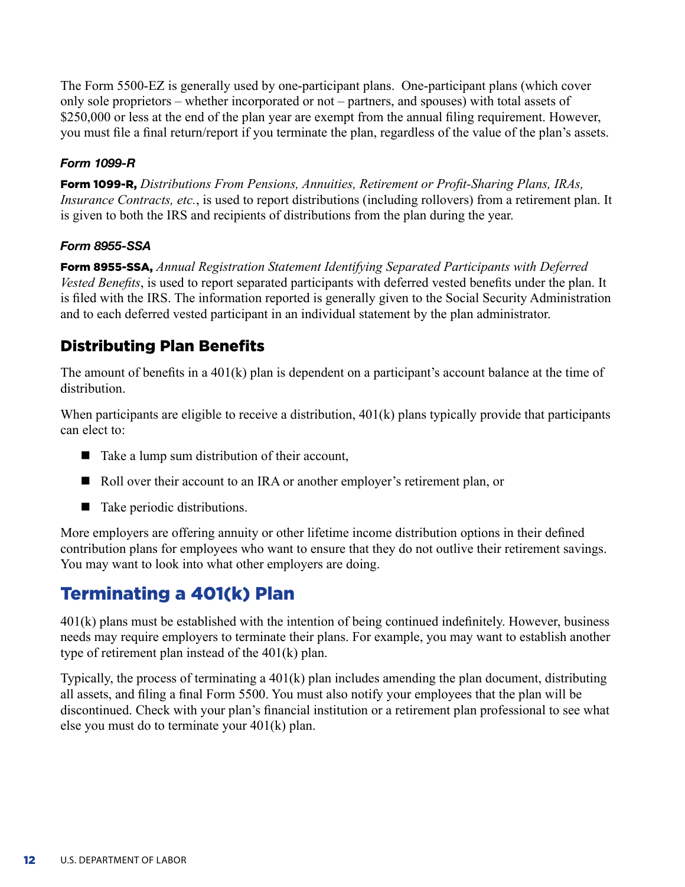The Form 5500-EZ is generally used by one-participant plans. One-participant plans (which cover only sole proprietors – whether incorporated or not – partners, and spouses) with total assets of $250,000 or less at the end of the plan year are exempt from the annual filing requirement. However, you must file a final return/report if you terminate the plan, regardless of the value of the plan's assets.

#### *Form 1099-R*

**Form 1099-R,** *Distributions From Pensions, Annuities, Retirement or Profit-Sharing Plans, IRAs, Insurance Contracts, etc.*, is used to report distributions (including rollovers) from a retirement plan. It is given to both the IRS and recipients of distributions from the plan during the year.

#### *Form 8955-SSA*

**Form 8955-SSA,** *Annual Registration Statement Identifying Separated Participants with Deferred Vested Benefits*, is used to report separated participants with deferred vested benefits under the plan. It is filed with the IRS. The information reported is generally given to the Social Security Administration and to each deferred vested participant in an individual statement by the plan administrator.

### Distributing Plan Benefits

The amount of benefits in a 401(k) plan is dependent on a participant's account balance at the time of distribution.

When participants are eligible to receive a distribution, 401(k) plans typically provide that participants can elect to:

- Take a lump sum distribution of their account,
- Roll over their account to an IRA or another employer's retirement plan, or
- Take periodic distributions.

More employers are offering annuity or other lifetime income distribution options in their defined contribution plans for employees who want to ensure that they do not outlive their retirement savings. You may want to look into what other employers are doing.

## Terminating a 401(k) Plan

401(k) plans must be established with the intention of being continued indefinitely. However, business needs may require employers to terminate their plans. For example, you may want to establish another type of retirement plan instead of the 401(k) plan.

Typically, the process of terminating a 401(k) plan includes amending the plan document, distributing all assets, and filing a final Form 5500. You must also notify your employees that the plan will be discontinued. Check with your plan's financial institution or a retirement plan professional to see what else you must do to terminate your 401(k) plan.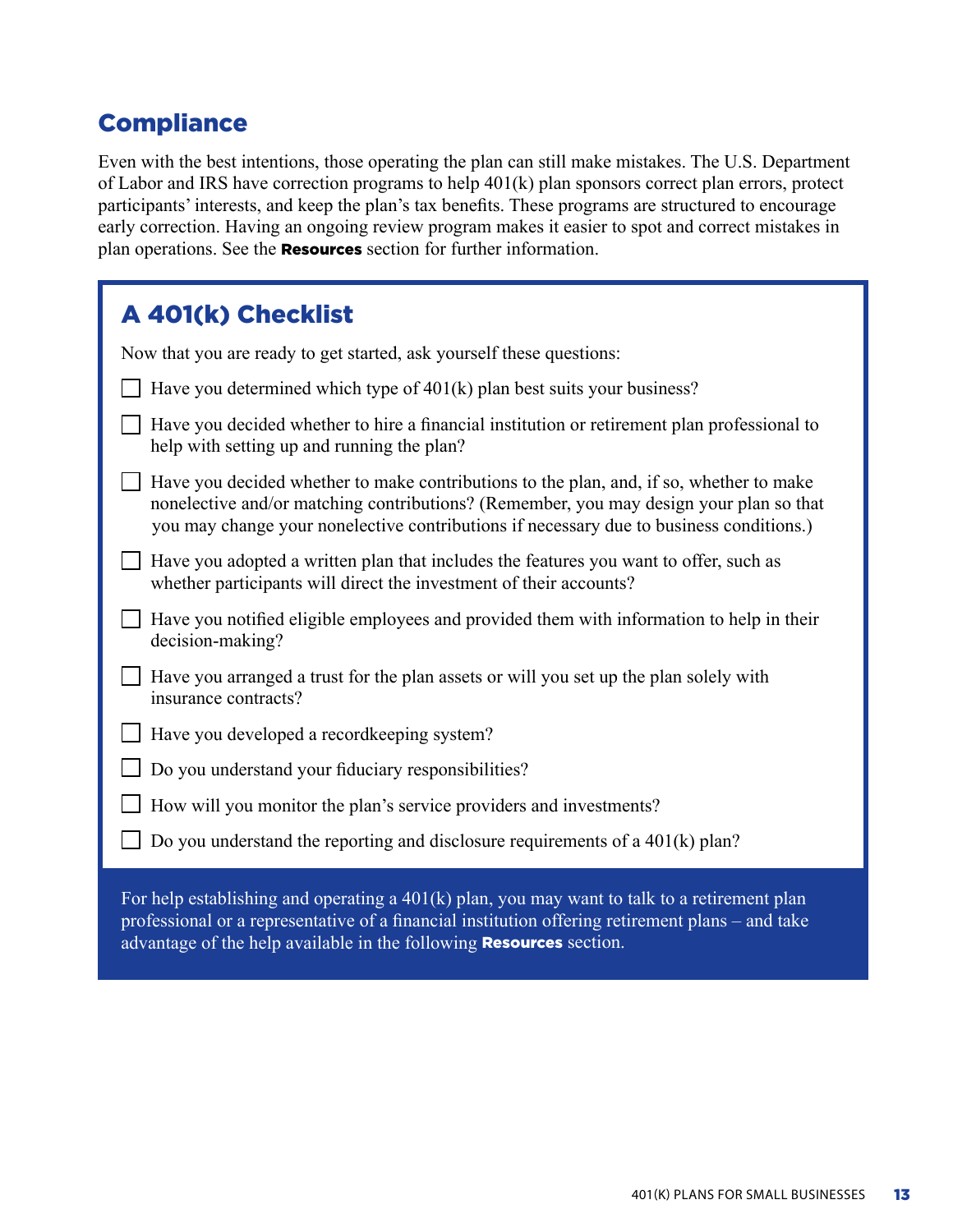## Compliance

Even with the best intentions, those operating the plan can still make mistakes. The U.S. Department of Labor and IRS have correction programs to help 401(k) plan sponsors correct plan errors, protect participants' interests, and keep the plan's tax benefits. These programs are structured to encourage early correction. Having an ongoing review program makes it easier to spot and correct mistakes in plan operations. See the **Resources** section for further information.

## A 401(k) Checklist

Now that you are ready to get started, ask yourself these questions:

- [ ] Have you determined which type of 401(k) plan best suits your business?
- [ ] Have you decided whether to hire a financial institution or retirement plan professional to help with setting up and running the plan?
- [ ] Have you decided whether to make contributions to the plan, and, if so, whether to make nonelective and/or matching contributions? (Remember, you may design your plan so that you may change your nonelective contributions if necessary due to business conditions.)
- [ ] Have you adopted a written plan that includes the features you want to offer, such as whether participants will direct the investment of their accounts?
- [ ] Have you notified eligible employees and provided them with information to help in their decision-making?
- [ ] Have you arranged a trust for the plan assets or will you set up the plan solely with insurance contracts?
- [ ] Have you developed a recordkeeping system?
- [ ] Do you understand your fiduciary responsibilities?
- [ ] How will you monitor the plan's service providers and investments?
- [ ] Do you understand the reporting and disclosure requirements of a 401(k) plan?

For help establishing and operating a 401(k) plan, you may want to talk to a retirement plan professional or a representative of a financial institution offering retirement plans – and take advantage of the help available in the following **Resources** section.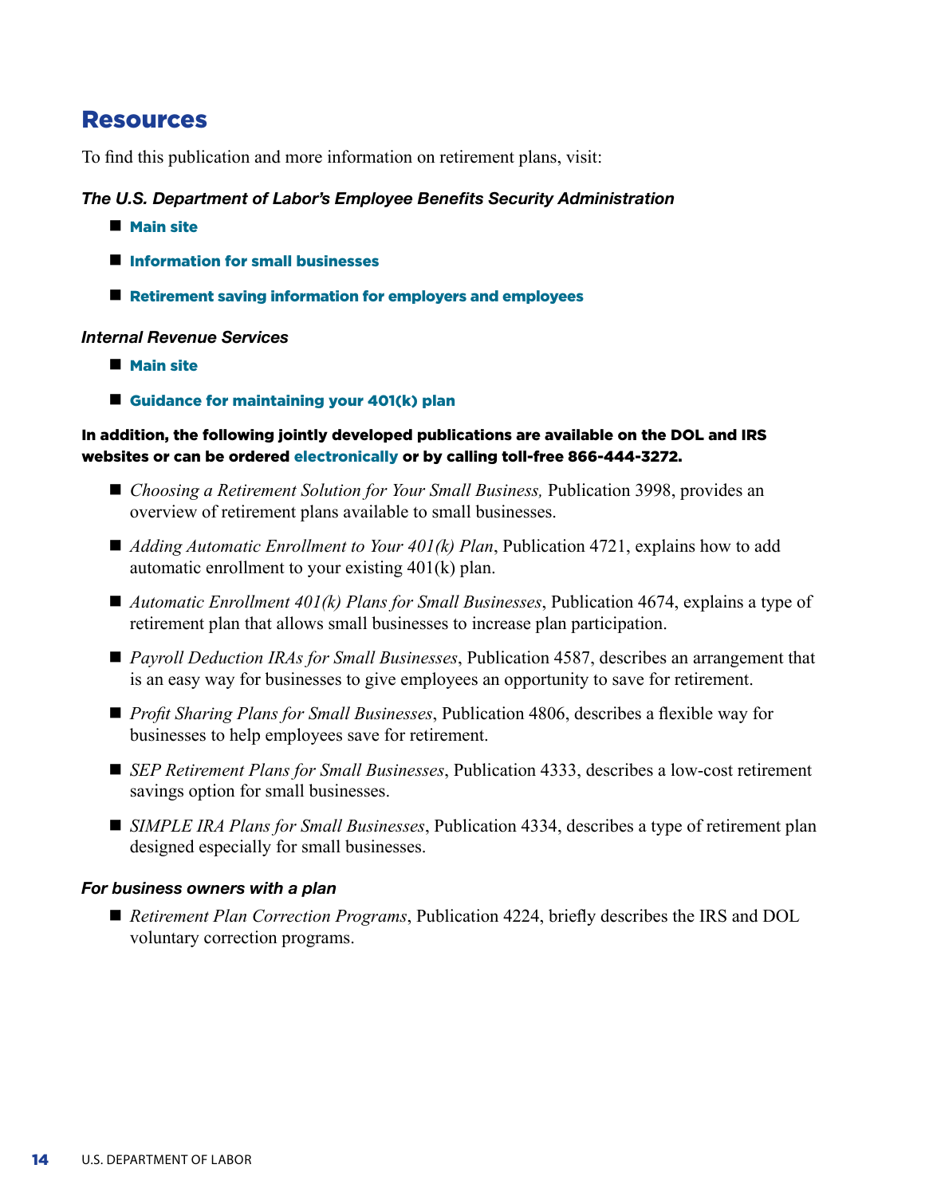## Resources

To find this publication and more information on retirement plans, visit:

***The U.S. Department of Labor's Employee Benefits Security Administration***

- **Main site**
- **Information for small businesses**
- **Retirement saving information for employers and employees**

***Internal Revenue Services***

- **Main site**
- **Guidance for maintaining your 401(k) plan**

**In addition, the following jointly developed publications are available on the DOL and IRS websites or can be ordered electronically or by calling toll-free 866-444-3272.**

- *Choosing a Retirement Solution for Your Small Business,* Publication 3998, provides an overview of retirement plans available to small businesses.
- *Adding Automatic Enrollment to Your 401(k) Plan*, Publication 4721, explains how to add automatic enrollment to your existing 401(k) plan.
- *Automatic Enrollment 401(k) Plans for Small Businesses*, Publication 4674, explains a type of retirement plan that allows small businesses to increase plan participation.
- *Payroll Deduction IRAs for Small Businesses*, Publication 4587, describes an arrangement that is an easy way for businesses to give employees an opportunity to save for retirement.
- *Profit Sharing Plans for Small Businesses*, Publication 4806, describes a flexible way for businesses to help employees save for retirement.
- *SEP Retirement Plans for Small Businesses*, Publication 4333, describes a low-cost retirement savings option for small businesses.
- *SIMPLE IRA Plans for Small Businesses*, Publication 4334, describes a type of retirement plan designed especially for small businesses.

***For business owners with a plan***

- *Retirement Plan Correction Programs*, Publication 4224, briefly describes the IRS and DOL voluntary correction programs.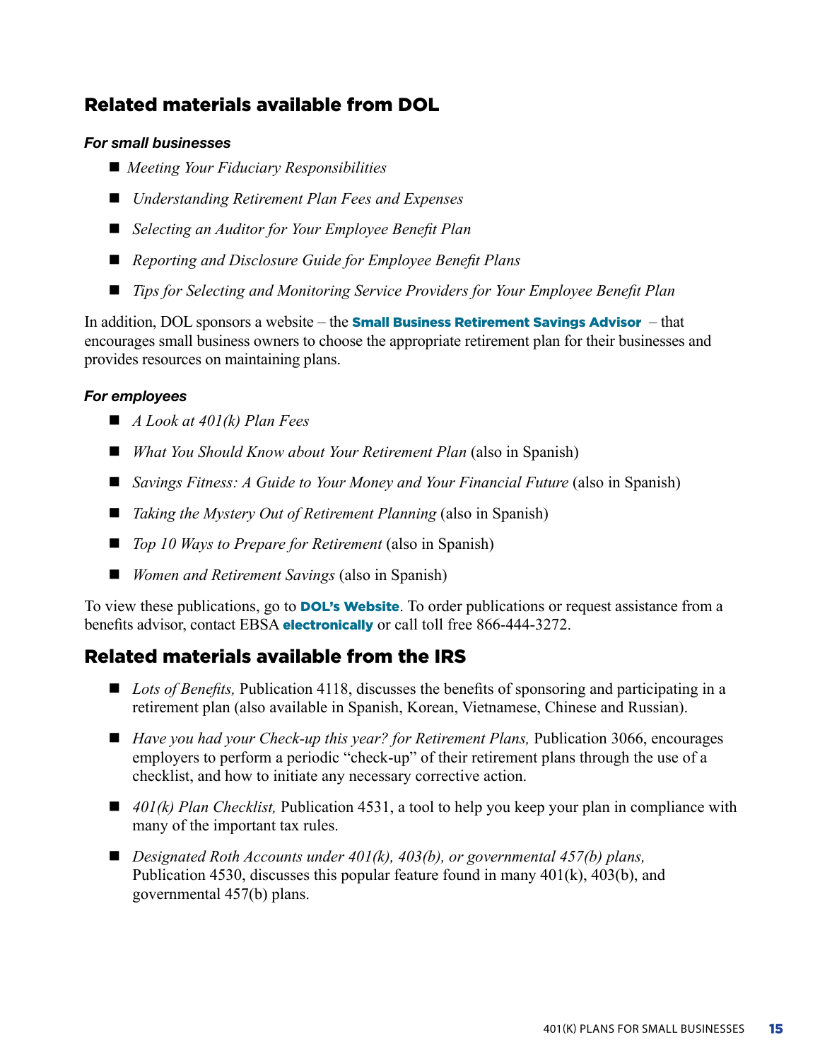## Related materials available from DOL

### *For small businesses*

- *Meeting Your Fiduciary Responsibilities*
- *Understanding Retirement Plan Fees and Expenses*
- *Selecting an Auditor for Your Employee Benefit Plan*
- *Reporting and Disclosure Guide for Employee Benefit Plans*
- *Tips for Selecting and Monitoring Service Providers for Your Employee Benefit Plan*

In addition, DOL sponsors a website – the **Small Business Retirement Savings Advisor** – that encourages small business owners to choose the appropriate retirement plan for their businesses and provides resources on maintaining plans.

### *For employees*

- *A Look at 401(k) Plan Fees*
- *What You Should Know about Your Retirement Plan* (also in Spanish)
- *Savings Fitness: A Guide to Your Money and Your Financial Future* (also in Spanish)
- *Taking the Mystery Out of Retirement Planning* (also in Spanish)
- *Top 10 Ways to Prepare for Retirement* (also in Spanish)
- *Women and Retirement Savings* (also in Spanish)

To view these publications, go to **DOL's Website**. To order publications or request assistance from a benefits advisor, contact EBSA **electronically** or call toll free 866-444-3272.

## Related materials available from the IRS

- *Lots of Benefits,* Publication 4118, discusses the benefits of sponsoring and participating in a retirement plan (also available in Spanish, Korean, Vietnamese, Chinese and Russian).
- *Have you had your Check-up this year? for Retirement Plans,* Publication 3066, encourages employers to perform a periodic "check-up" of their retirement plans through the use of a checklist, and how to initiate any necessary corrective action.
- *401(k) Plan Checklist,* Publication 4531, a tool to help you keep your plan in compliance with many of the important tax rules.
- *Designated Roth Accounts under 401(k), 403(b), or governmental 457(b) plans,* Publication 4530, discusses this popular feature found in many 401(k), 403(b), and governmental 457(b) plans.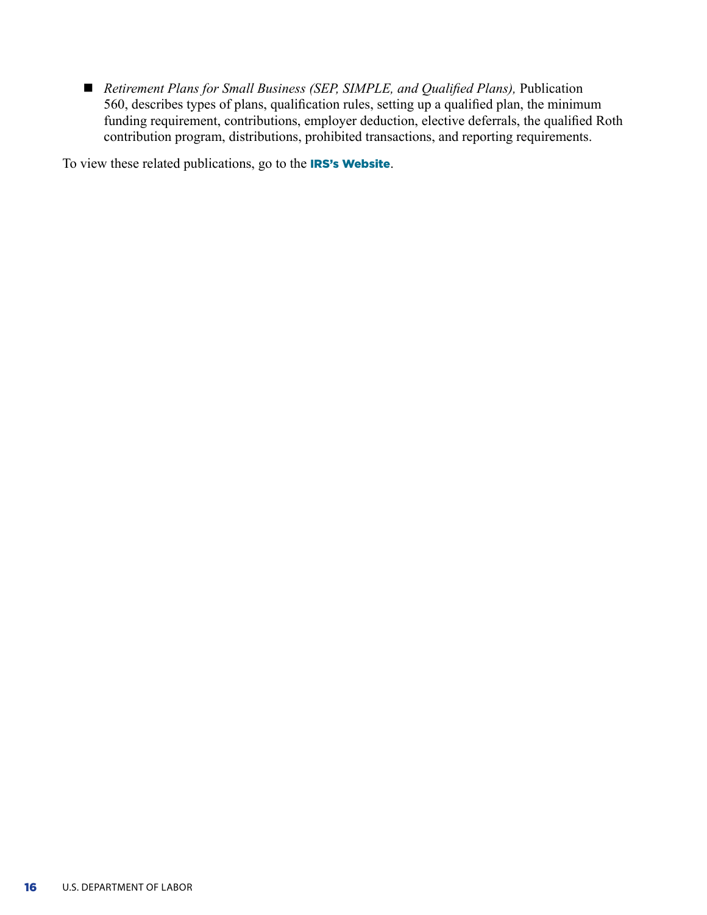- *Retirement Plans for Small Business (SEP, SIMPLE, and Qualified Plans),* Publication 560, describes types of plans, qualification rules, setting up a qualified plan, the minimum funding requirement, contributions, employer deduction, elective deferrals, the qualified Roth contribution program, distributions, prohibited transactions, and reporting requirements.

To view these related publications, go to the **IRS's Website**.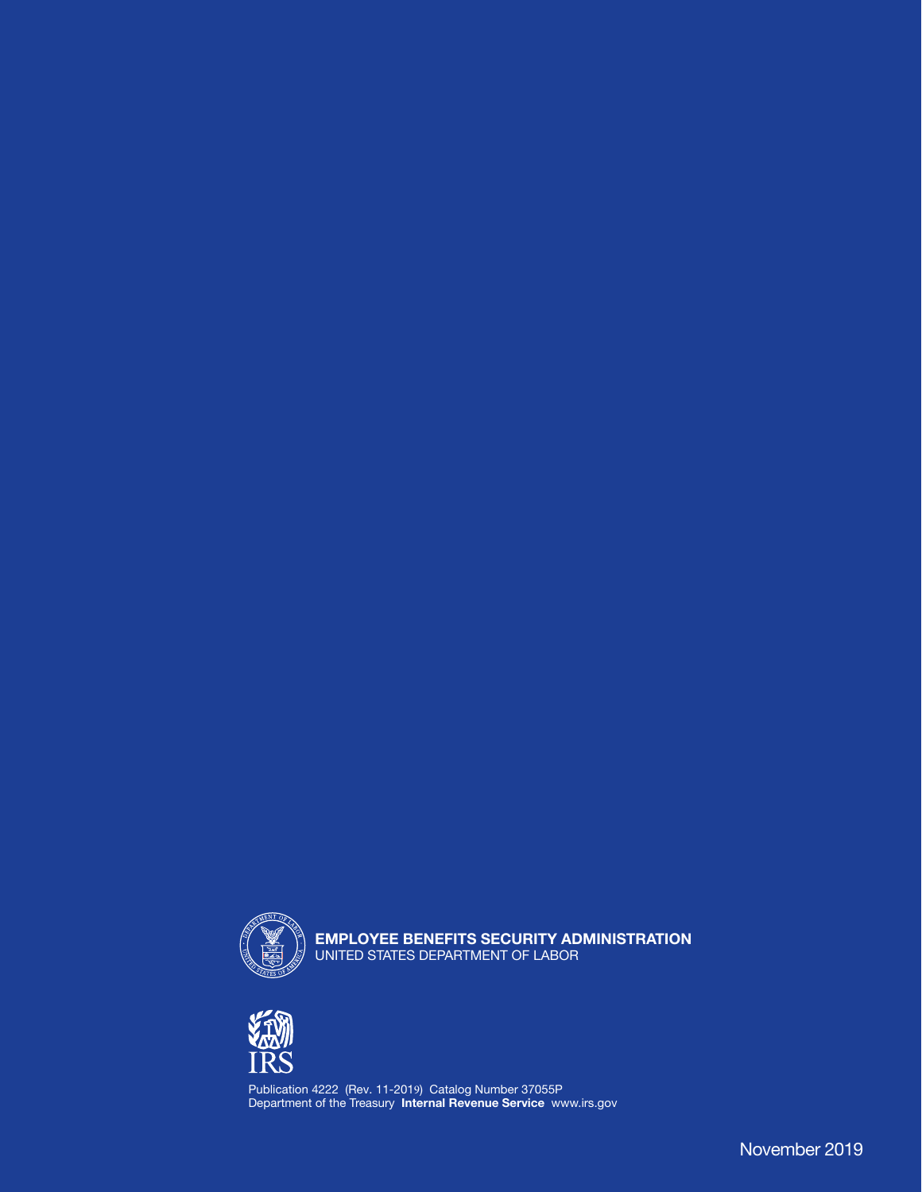**EMPLOYEE BENEFITS SECURITY ADMINISTRATION**
UNITED STATES DEPARTMENT OF LABOR

IRS

Publication 4222 (Rev. 11-2019) Catalog Number 37055P
Department of the Treasury **Internal Revenue Service** www.irs.gov

November 2019